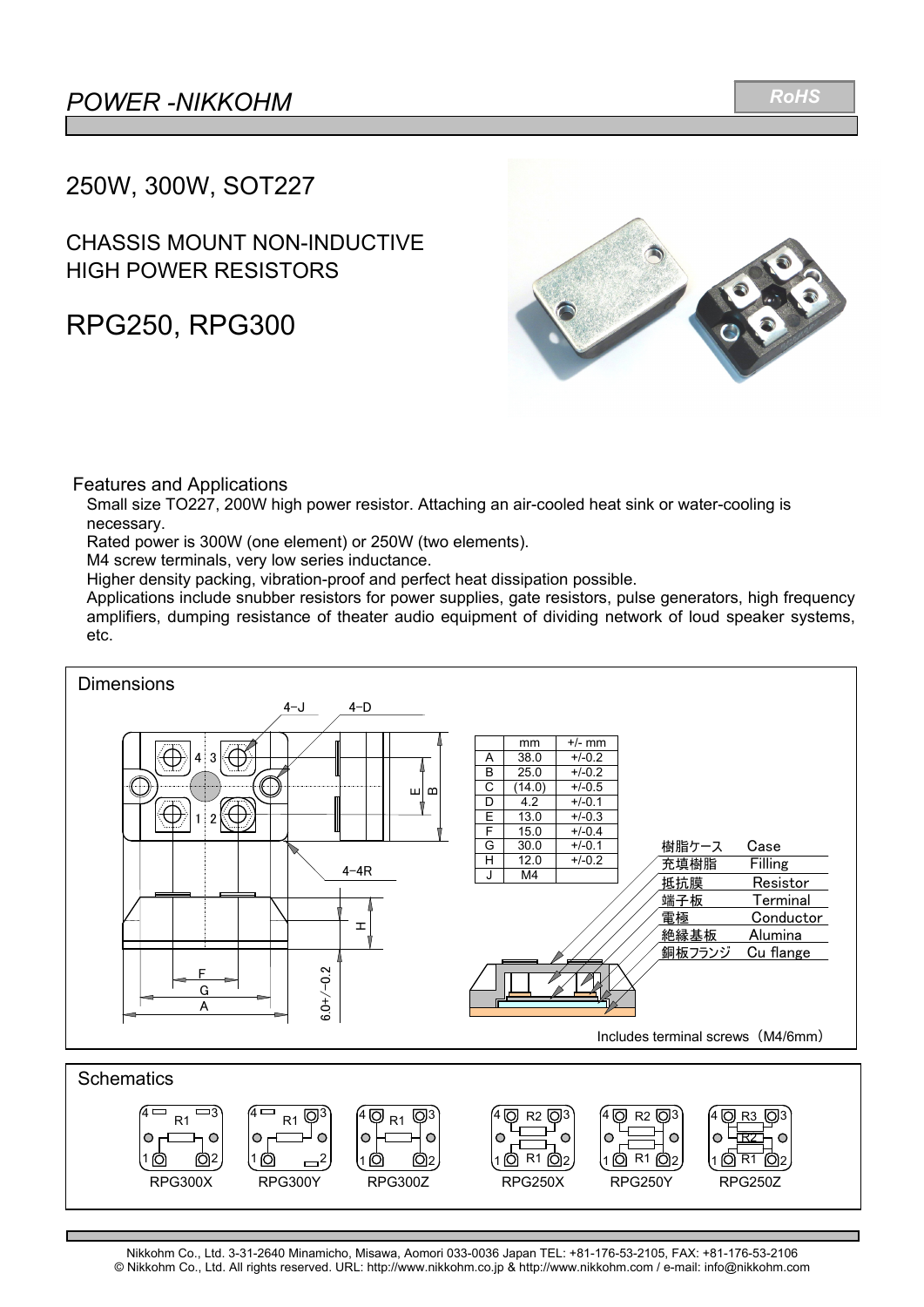# POWER -NIKKOHM

RoHS

## 250W, 300W, SOT227

## CHASSIS MOUNT NON-INDUCTIVE HIGH POWER RESISTORS

## RPG250, RPG300

### Features and Applications

Small size TO227, 200W high power resistor. Attaching an air-cooled heat sink or water-cooling is necessary.

Rated power is 300W (one element) or 250W (two elements).

M4 screw terminals, very low series inductance.

Higher density packing, vibration-proof and perfect heat dissipation possible.

Applications include snubber resistors for power supplies, gate resistors, pulse generators, high frequency amplifiers, dumping resistance of theater audio equipment of dividing network of loud speaker systems, etc.

### Dimensions

| | mm | +/- mm |
|---|---|---|
| A | 38.0 | +/-0.2 |
| B | 25.0 | +/-0.2 |
| C | (14.0) | +/-0.5 |
| D | 4.2 | +/-0.1 |
| E | 13.0 | +/-0.3 |
| F | 15.0 | +/-0.4 |
| G | 30.0 | +/-0.1 |
| H | 12.0 | +/-0.2 |
| J | M4 | |

4-J 4-D 4-4R 6.0+/-0.2

| | |
|---|---|
| 樹脂ケース | Case |
| 充填樹脂 | Filling |
| 抵抗膜 | Resistor |
| 端子板 | Terminal |
| 電極 | Conductor |
| 絶縁基板 | Alumina |
| 銅板フランジ | Cu flange |

Includes terminal screws（M4/6mm）

### Schematics

RPG300X RPG300Y RPG300Z RPG250X RPG250Y RPG250Z

Nikkohm Co., Ltd. 3-31-2640 Minamicho, Misawa, Aomori 033-0036 Japan TEL: +81-176-53-2105, FAX: +81-176-53-2106
© Nikkohm Co., Ltd. All rights reserved. URL: http://www.nikkohm.co.jp & http://www.nikkohm.com / e-mail: info@nikkohm.com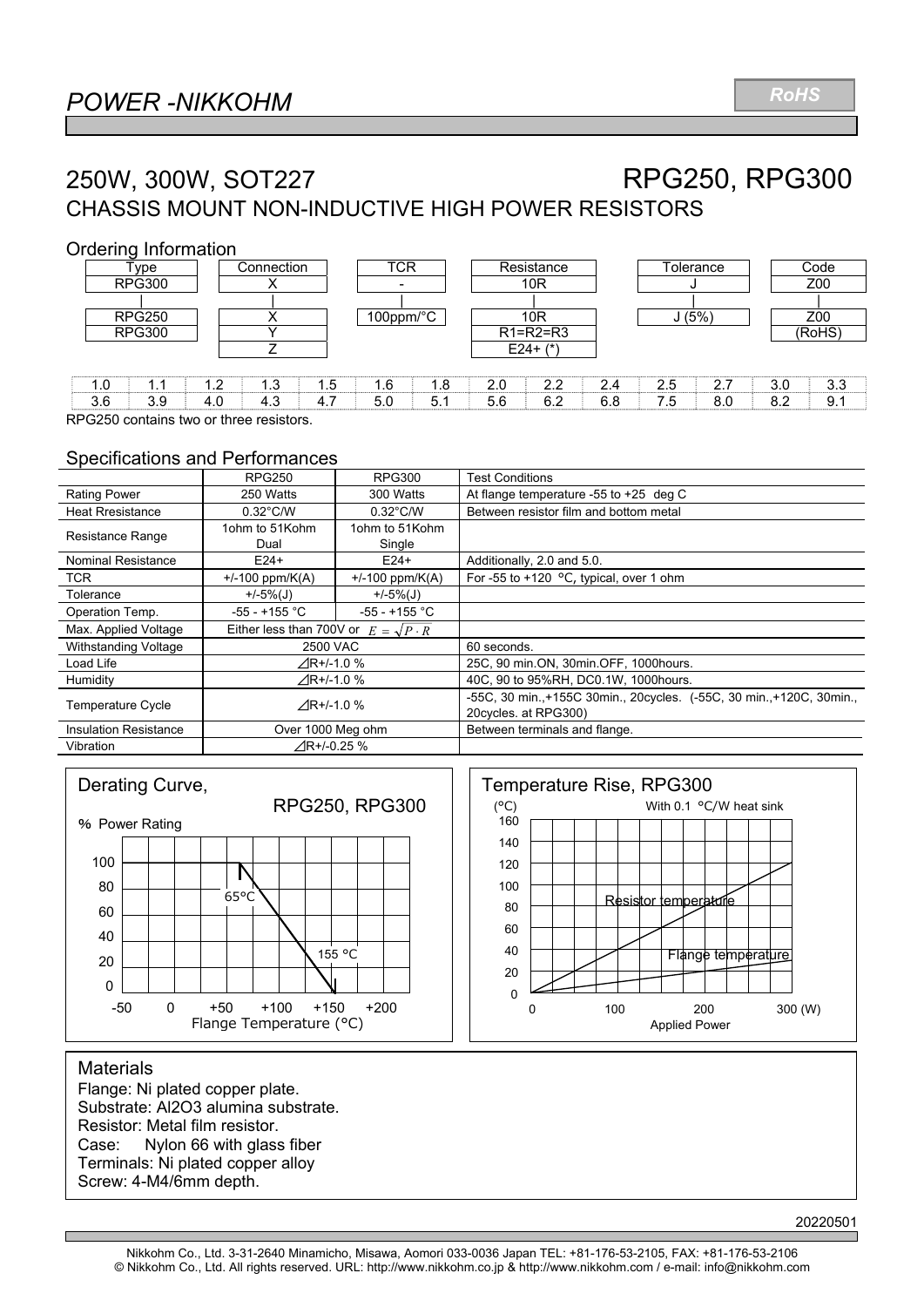# *POWER -NIKKOHM*

*RoHS*

## 250W, 300W, SOT227 RPG250, RPG300

## CHASSIS MOUNT NON-INDUCTIVE HIGH POWER RESISTORS

### Ordering Information

| Type | Connection | TCR | Resistance | Tolerance | Code |
|---|---|---|---|---|---|
| RPG300 | X | - | 10R | J | Z00 |
| RPG250 | X | 100ppm/°C | 10R | J (5%) | Z00 |
| RPG300 | Y | | R1=R2=R3 | | (RoHS) |
| | Z | | E24+ (*) | | |

| | | | | | | | | | | | | | |
|---|---|---|---|---|---|---|---|---|---|---|---|---|---|
| 1.0 | 1.1 | 1.2 | 1.3 | 1.5 | 1.6 | 1.8 | 2.0 | 2.2 | 2.4 | 2.5 | 2.7 | 3.0 | 3.3 |
| 3.6 | 3.9 | 4.0 | 4.3 | 4.7 | 5.0 | 5.1 | 5.6 | 6.2 | 6.8 | 7.5 | 8.0 | 8.2 | 9.1 |

RPG250 contains two or three resistors.

### Specifications and Performances

| | RPG250 | RPG300 | Test Conditions |
|---|---|---|---|
| Rating Power | 250 Watts | 300 Watts | At flange temperature -55 to +25 deg C |
| Heat Rresistance | 0.32°C/W | 0.32°C/W | Between resistor film and bottom metal |
| Resistance Range | 1ohm to 51Kohm Dual | 1ohm to 51Kohm Single | |
| Nominal Resistance | E24+ | E24+ | Additionally, 2.0 and 5.0. |
| TCR | +/-100 ppm/K(A) | +/-100 ppm/K(A) | For -55 to +120 °C, typical, over 1 ohm |
| Tolerance | +/-5%(J) | +/-5%(J) | |
| Operation Temp. | -55 - +155 °C | -55 - +155 °C | |
| Max. Applied Voltage | Either less than 700V or $E = \sqrt{P \cdot R}$ | | |
| Withstanding Voltage | 2500 VAC | | 60 seconds. |
| Load Life | ⊿R+/-1.0 % | | 25C, 90 min.ON, 30min.OFF, 1000hours. |
| Humidity | ⊿R+/-1.0 % | | 40C, 90 to 95%RH, DC0.1W, 1000hours. |
| Temperature Cycle | ⊿R+/-1.0 % | | -55C, 30 min.,+155C 30min., 20cycles. (-55C, 30 min.,+120C, 30min., 20cycles. at RPG300) |
| Insulation Resistance | Over 1000 Meg ohm | | Between terminals and flange. |
| Vibration | ⊿R+/-0.25 % | | |

Derating Curve,
RPG250, RPG300
% Power Rating
100
80
60
40
20
0
-50 0 +50 +100 +150 +200
Flange Temperature (°C)
65°C
155 °C

Temperature Rise, RPG300
(°C)
With 0.1 °C/W heat sink
160
140
120
100
80
60
40
20
0
0 100 200 300 (W)
Applied Power
Resistor temperature
Flange temperature

### Materials

Flange: Ni plated copper plate.
Substrate: $Al_2O_3$ alumina substrate.
Resistor: Metal film resistor.
Case: Nylon 66 with glass fiber
Terminals: Ni plated copper alloy
Screw: 4-M4/6mm depth.

20220501

Nikkohm Co., Ltd. 3-31-2640 Minamicho, Misawa, Aomori 033-0036 Japan TEL: +81-176-53-2105, FAX: +81-176-53-2106
© Nikkohm Co., Ltd. All rights reserved. URL: http://www.nikkohm.co.jp & http://www.nikkohm.com / e-mail: info@nikkohm.com